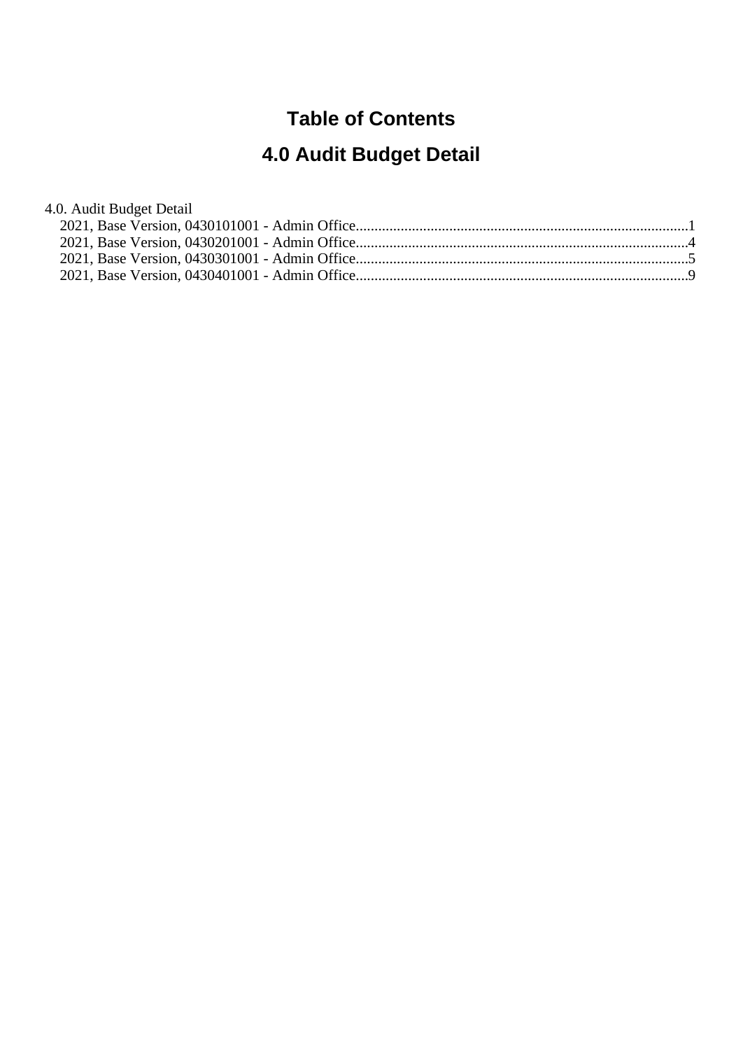# Table of Contents

# 4.0 Audit Budget Detail

4.0. Audit Budget Detail
- 2021, Base Version, 0430101001 - Admin Office........................................................................................1
- 2021, Base Version, 0430201001 - Admin Office........................................................................................4
- 2021, Base Version, 0430301001 - Admin Office........................................................................................5
- 2021, Base Version, 0430401001 - Admin Office........................................................................................9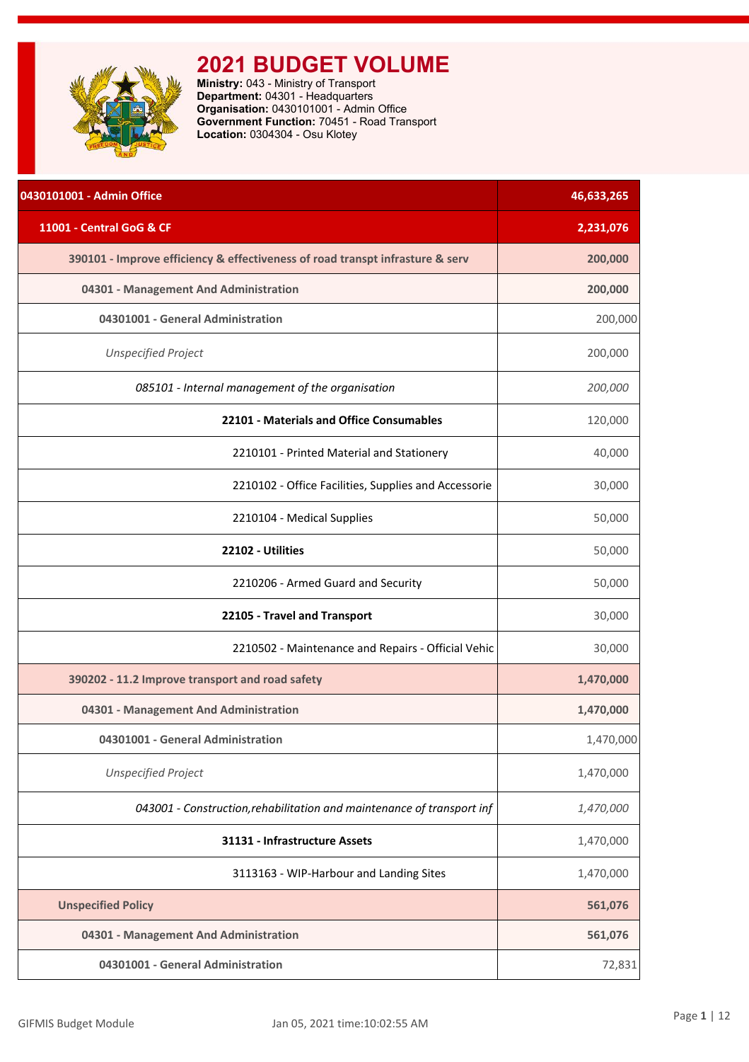# 2021 BUDGET VOLUME

**Ministry:** 043 - Ministry of Transport
**Department:** 04301 - Headquarters
**Organisation:** 0430101001 - Admin Office
**Government Function:** 70451 - Road Transport
**Location:** 0304304 - Osu Klotey

| | |
|---|---|
| **0430101001 - Admin Office** | **46,633,265** |
| **11001 - Central GoG & CF** | **2,231,076** |
| **390101 - Improve efficiency & effectiveness of road transpt infrasture & serv** | **200,000** |
| **04301 - Management And Administration** | **200,000** |
| **04301001 - General Administration** | 200,000 |
| *Unspecified Project* | 200,000 |
| *085101 - Internal management of the organisation* | *200,000* |
| **22101 - Materials and Office Consumables** | 120,000 |
| 2210101 - Printed Material and Stationery | 40,000 |
| 2210102 - Office Facilities, Supplies and Accessorie | 30,000 |
| 2210104 - Medical Supplies | 50,000 |
| **22102 - Utilities** | 50,000 |
| 2210206 - Armed Guard and Security | 50,000 |
| **22105 - Travel and Transport** | 30,000 |
| 2210502 - Maintenance and Repairs - Official Vehic | 30,000 |
| **390202 - 11.2 Improve transport and road safety** | **1,470,000** |
| **04301 - Management And Administration** | **1,470,000** |
| **04301001 - General Administration** | 1,470,000 |
| *Unspecified Project* | 1,470,000 |
| *043001 - Construction,rehabilitation and maintenance of transport inf* | *1,470,000* |
| **31131 - Infrastructure Assets** | 1,470,000 |
| 3113163 - WIP-Harbour and Landing Sites | 1,470,000 |
| **Unspecified Policy** | **561,076** |
| **04301 - Management And Administration** | **561,076** |
| **04301001 - General Administration** | 72,831 |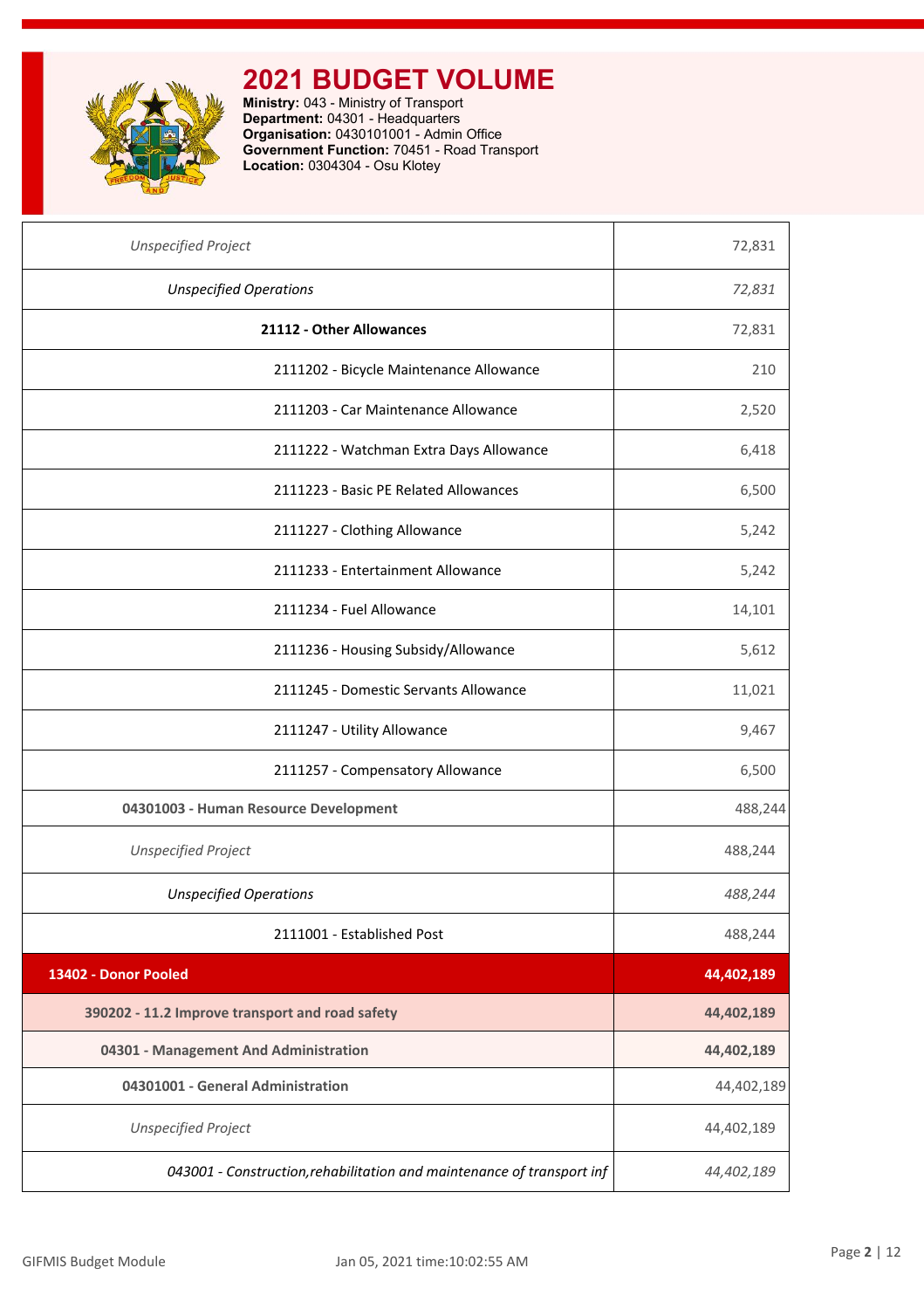# 2021 BUDGET VOLUME

**Ministry:** 043 - Ministry of Transport
**Department:** 04301 - Headquarters
**Organisation:** 0430101001 - Admin Office
**Government Function:** 70451 - Road Transport
**Location:** 0304304 - Osu Klotey

| | |
|---|---|
| *Unspecified Project* | 72,831 |
| *Unspecified Operations* | *72,831* |
| **21112 - Other Allowances** | 72,831 |
| 2111202 - Bicycle Maintenance Allowance | 210 |
| 2111203 - Car Maintenance Allowance | 2,520 |
| 2111222 - Watchman Extra Days Allowance | 6,418 |
| 2111223 - Basic PE Related Allowances | 6,500 |
| 2111227 - Clothing Allowance | 5,242 |
| 2111233 - Entertainment Allowance | 5,242 |
| 2111234 - Fuel Allowance | 14,101 |
| 2111236 - Housing Subsidy/Allowance | 5,612 |
| 2111245 - Domestic Servants Allowance | 11,021 |
| 2111247 - Utility Allowance | 9,467 |
| 2111257 - Compensatory Allowance | 6,500 |
| **04301003 - Human Resource Development** | 488,244 |
| *Unspecified Project* | 488,244 |
| *Unspecified Operations* | *488,244* |
| 2111001 - Established Post | 488,244 |
| **13402 - Donor Pooled** | **44,402,189** |
| **390202 - 11.2 Improve transport and road safety** | **44,402,189** |
| **04301 - Management And Administration** | **44,402,189** |
| **04301001 - General Administration** | 44,402,189 |
| *Unspecified Project* | 44,402,189 |
| *043001 - Construction,rehabilitation and maintenance of transport inf* | *44,402,189* |

GIFMIS Budget Module Jan 05, 2021 time:10:02:55 AM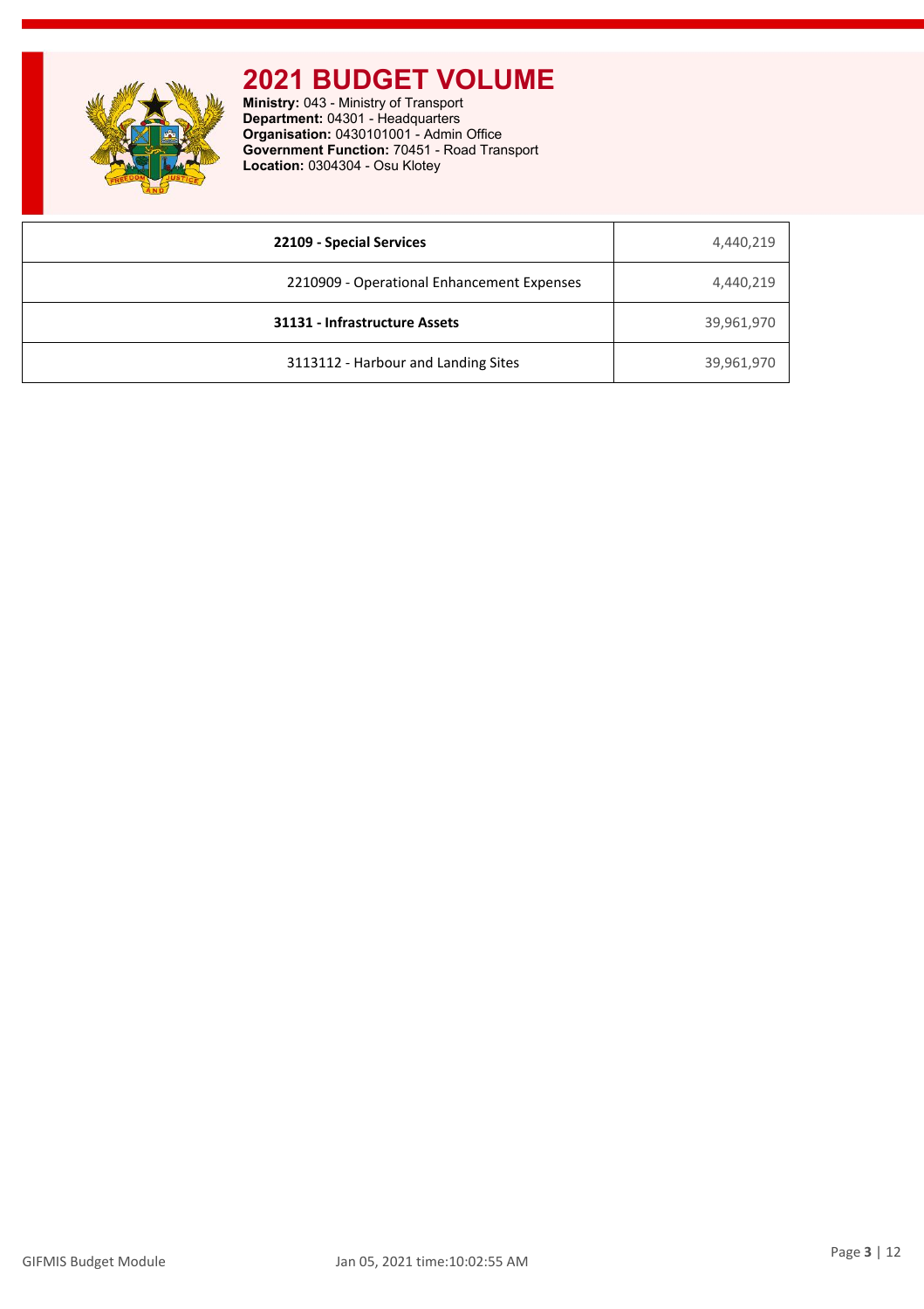# 2021 BUDGET VOLUME

**Ministry:** 043 - Ministry of Transport
**Department:** 04301 - Headquarters
**Organisation:** 0430101001 - Admin Office
**Government Function:** 70451 - Road Transport
**Location:** 0304304 - Osu Klotey

| | |
|---|---|
| **22109 - Special Services** | 4,440,219 |
| 2210909 - Operational Enhancement Expenses | 4,440,219 |
| **31131 - Infrastructure Assets** | 39,961,970 |
| 3113112 - Harbour and Landing Sites | 39,961,970 |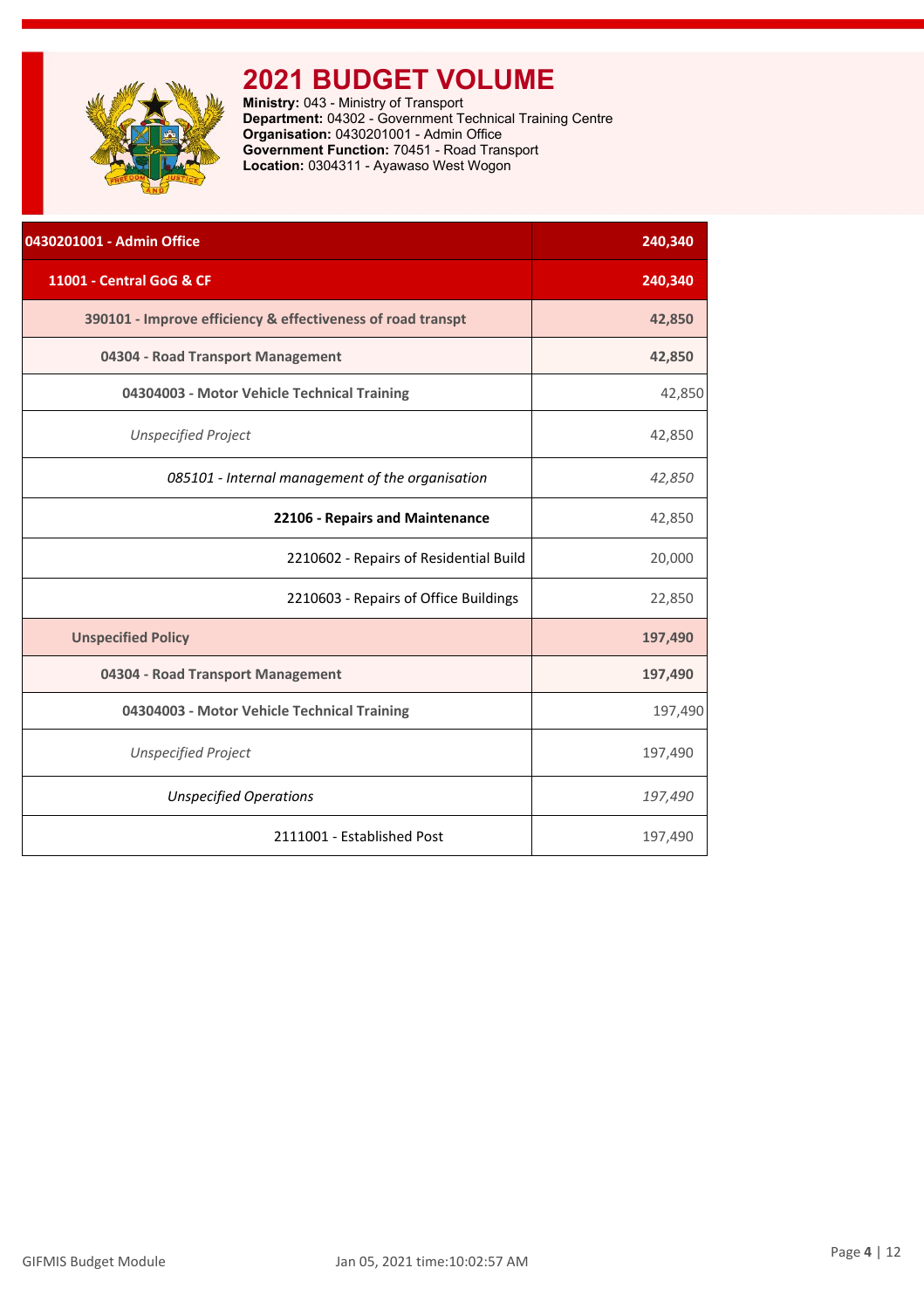# 2021 BUDGET VOLUME

**Ministry:** 043 - Ministry of Transport
**Department:** 04302 - Government Technical Training Centre
**Organisation:** 0430201001 - Admin Office
**Government Function:** 70451 - Road Transport
**Location:** 0304311 - Ayawaso West Wogon

| **0430201001 - Admin Office** | **240,340** |
|---|---|
| **11001 - Central GoG & CF** | **240,340** |
| **390101 - Improve efficiency & effectiveness of road transpt** | **42,850** |
| **04304 - Road Transport Management** | **42,850** |
| **04304003 - Motor Vehicle Technical Training** | 42,850 |
| *Unspecified Project* | 42,850 |
| *085101 - Internal management of the organisation* | *42,850* |
| **22106 - Repairs and Maintenance** | 42,850 |
| 2210602 - Repairs of Residential Build | 20,000 |
| 2210603 - Repairs of Office Buildings | 22,850 |
| **Unspecified Policy** | **197,490** |
| **04304 - Road Transport Management** | **197,490** |
| **04304003 - Motor Vehicle Technical Training** | 197,490 |
| *Unspecified Project* | 197,490 |
| *Unspecified Operations* | *197,490* |
| 2111001 - Established Post | 197,490 |

GIFMIS Budget Module    Jan 05, 2021 time:10:02:57 AM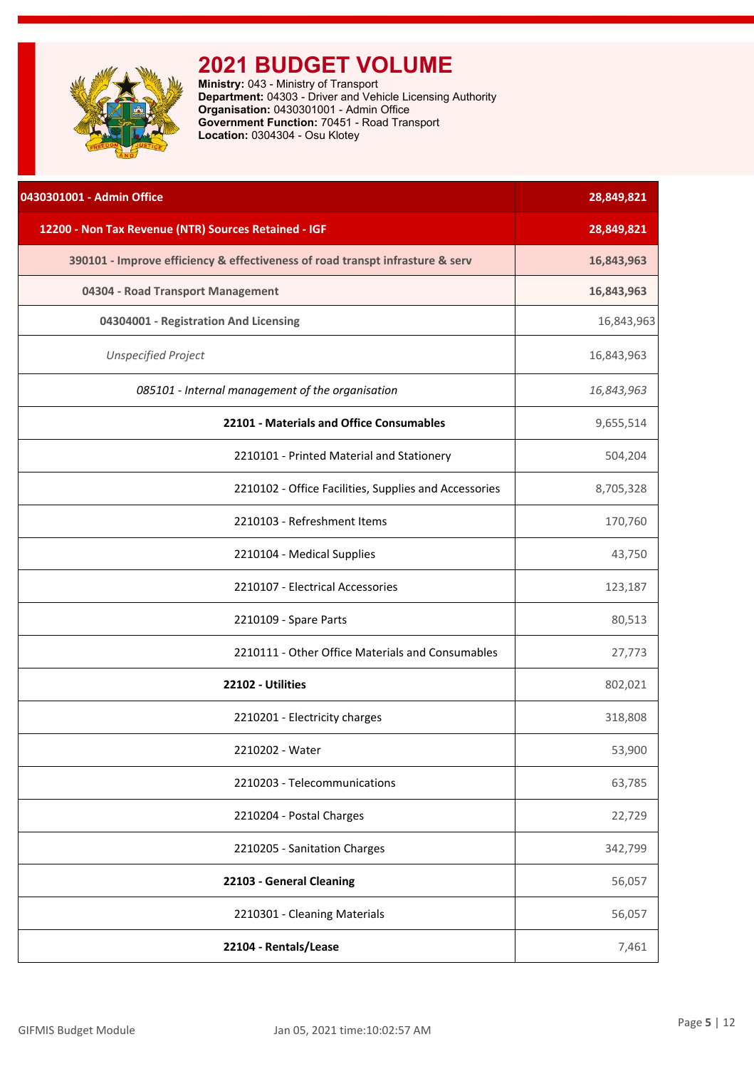# 2021 BUDGET VOLUME

**Ministry:** 043 - Ministry of Transport
**Department:** 04303 - Driver and Vehicle Licensing Authority
**Organisation:** 0430301001 - Admin Office
**Government Function:** 70451 - Road Transport
**Location:** 0304304 - Osu Klotey

| 0430301001 - Admin Office | 28,849,821 |
|---|---|
| **12200 - Non Tax Revenue (NTR) Sources Retained - IGF** | **28,849,821** |
| **390101 - Improve efficiency & effectiveness of road transpt infrasture & serv** | **16,843,963** |
| **04304 - Road Transport Management** | **16,843,963** |
| **04304001 - Registration And Licensing** | 16,843,963 |
| *Unspecified Project* | 16,843,963 |
| *085101 - Internal management of the organisation* | *16,843,963* |
| **22101 - Materials and Office Consumables** | 9,655,514 |
| 2210101 - Printed Material and Stationery | 504,204 |
| 2210102 - Office Facilities, Supplies and Accessories | 8,705,328 |
| 2210103 - Refreshment Items | 170,760 |
| 2210104 - Medical Supplies | 43,750 |
| 2210107 - Electrical Accessories | 123,187 |
| 2210109 - Spare Parts | 80,513 |
| 2210111 - Other Office Materials and Consumables | 27,773 |
| **22102 - Utilities** | 802,021 |
| 2210201 - Electricity charges | 318,808 |
| 2210202 - Water | 53,900 |
| 2210203 - Telecommunications | 63,785 |
| 2210204 - Postal Charges | 22,729 |
| 2210205 - Sanitation Charges | 342,799 |
| **22103 - General Cleaning** | 56,057 |
| 2210301 - Cleaning Materials | 56,057 |
| **22104 - Rentals/Lease** | 7,461 |

GIFMIS Budget Module    Jan 05, 2021 time:10:02:57 AM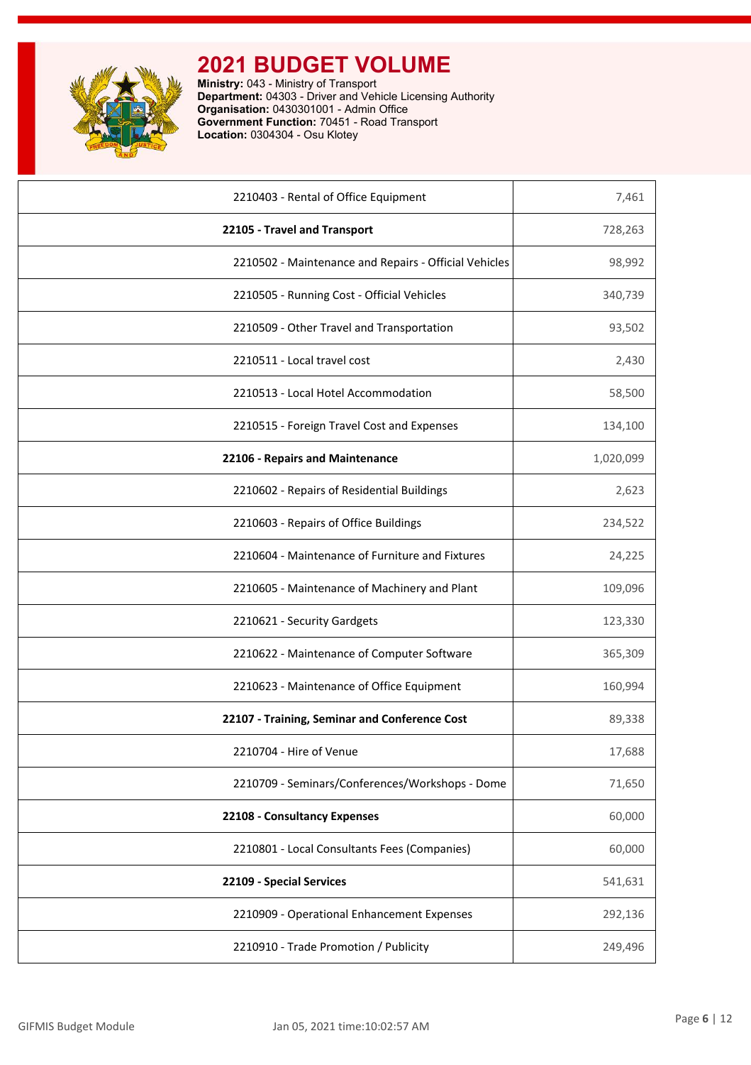# 2021 BUDGET VOLUME

**Ministry:** 043 - Ministry of Transport
**Department:** 04303 - Driver and Vehicle Licensing Authority
**Organisation:** 0430301001 - Admin Office
**Government Function:** 70451 - Road Transport
**Location:** 0304304 - Osu Klotey

| | |
|---|---|
| 2210403 - Rental of Office Equipment | 7,461 |
| **22105 - Travel and Transport** | 728,263 |
| 2210502 - Maintenance and Repairs - Official Vehicles | 98,992 |
| 2210505 - Running Cost - Official Vehicles | 340,739 |
| 2210509 - Other Travel and Transportation | 93,502 |
| 2210511 - Local travel cost | 2,430 |
| 2210513 - Local Hotel Accommodation | 58,500 |
| 2210515 - Foreign Travel Cost and Expenses | 134,100 |
| **22106 - Repairs and Maintenance** | 1,020,099 |
| 2210602 - Repairs of Residential Buildings | 2,623 |
| 2210603 - Repairs of Office Buildings | 234,522 |
| 2210604 - Maintenance of Furniture and Fixtures | 24,225 |
| 2210605 - Maintenance of Machinery and Plant | 109,096 |
| 2210621 - Security Gardgets | 123,330 |
| 2210622 - Maintenance of Computer Software | 365,309 |
| 2210623 - Maintenance of Office Equipment | 160,994 |
| **22107 - Training, Seminar and Conference Cost** | 89,338 |
| 2210704 - Hire of Venue | 17,688 |
| 2210709 - Seminars/Conferences/Workshops - Dome | 71,650 |
| **22108 - Consultancy Expenses** | 60,000 |
| 2210801 - Local Consultants Fees (Companies) | 60,000 |
| **22109 - Special Services** | 541,631 |
| 2210909 - Operational Enhancement Expenses | 292,136 |
| 2210910 - Trade Promotion / Publicity | 249,496 |

GIFMIS Budget Module    Jan 05, 2021 time:10:02:57 AM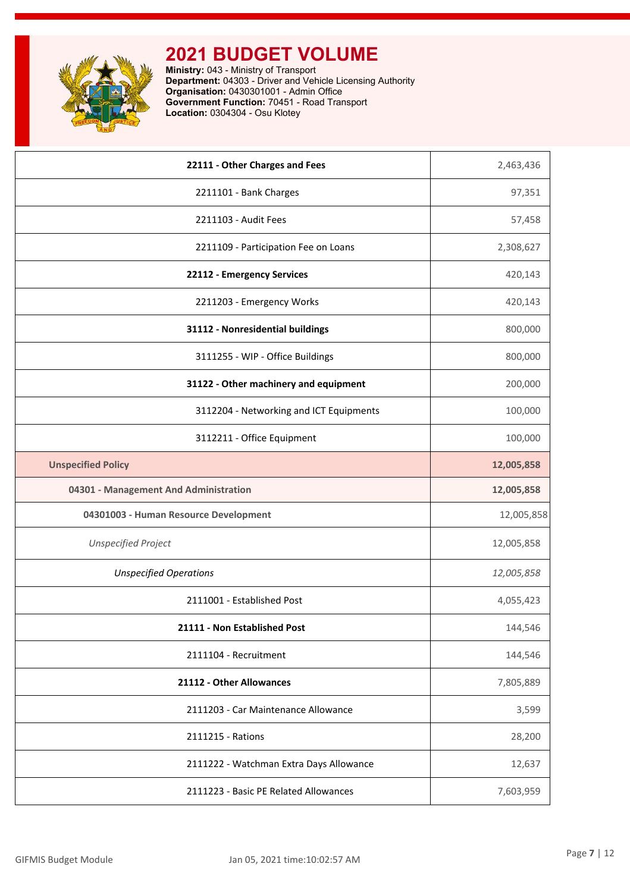# 2021 BUDGET VOLUME

**Ministry:** 043 - Ministry of Transport
**Department:** 04303 - Driver and Vehicle Licensing Authority
**Organisation:** 0430301001 - Admin Office
**Government Function:** 70451 - Road Transport
**Location:** 0304304 - Osu Klotey

| | |
|---|---|
| **22111 - Other Charges and Fees** | 2,463,436 |
| 2211101 - Bank Charges | 97,351 |
| 2211103 - Audit Fees | 57,458 |
| 2211109 - Participation Fee on Loans | 2,308,627 |
| **22112 - Emergency Services** | 420,143 |
| 2211203 - Emergency Works | 420,143 |
| **31112 - Nonresidential buildings** | 800,000 |
| 3111255 - WIP - Office Buildings | 800,000 |
| **31122 - Other machinery and equipment** | 200,000 |
| 3112204 - Networking and ICT Equipments | 100,000 |
| 3112211 - Office Equipment | 100,000 |
| **Unspecified Policy** | **12,005,858** |
| **04301 - Management And Administration** | **12,005,858** |
| **04301003 - Human Resource Development** | 12,005,858 |
| *Unspecified Project* | 12,005,858 |
| *Unspecified Operations* | *12,005,858* |
| 2111001 - Established Post | 4,055,423 |
| **21111 - Non Established Post** | 144,546 |
| 2111104 - Recruitment | 144,546 |
| **21112 - Other Allowances** | 7,805,889 |
| 2111203 - Car Maintenance Allowance | 3,599 |
| 2111215 - Rations | 28,200 |
| 2111222 - Watchman Extra Days Allowance | 12,637 |
| 2111223 - Basic PE Related Allowances | 7,603,959 |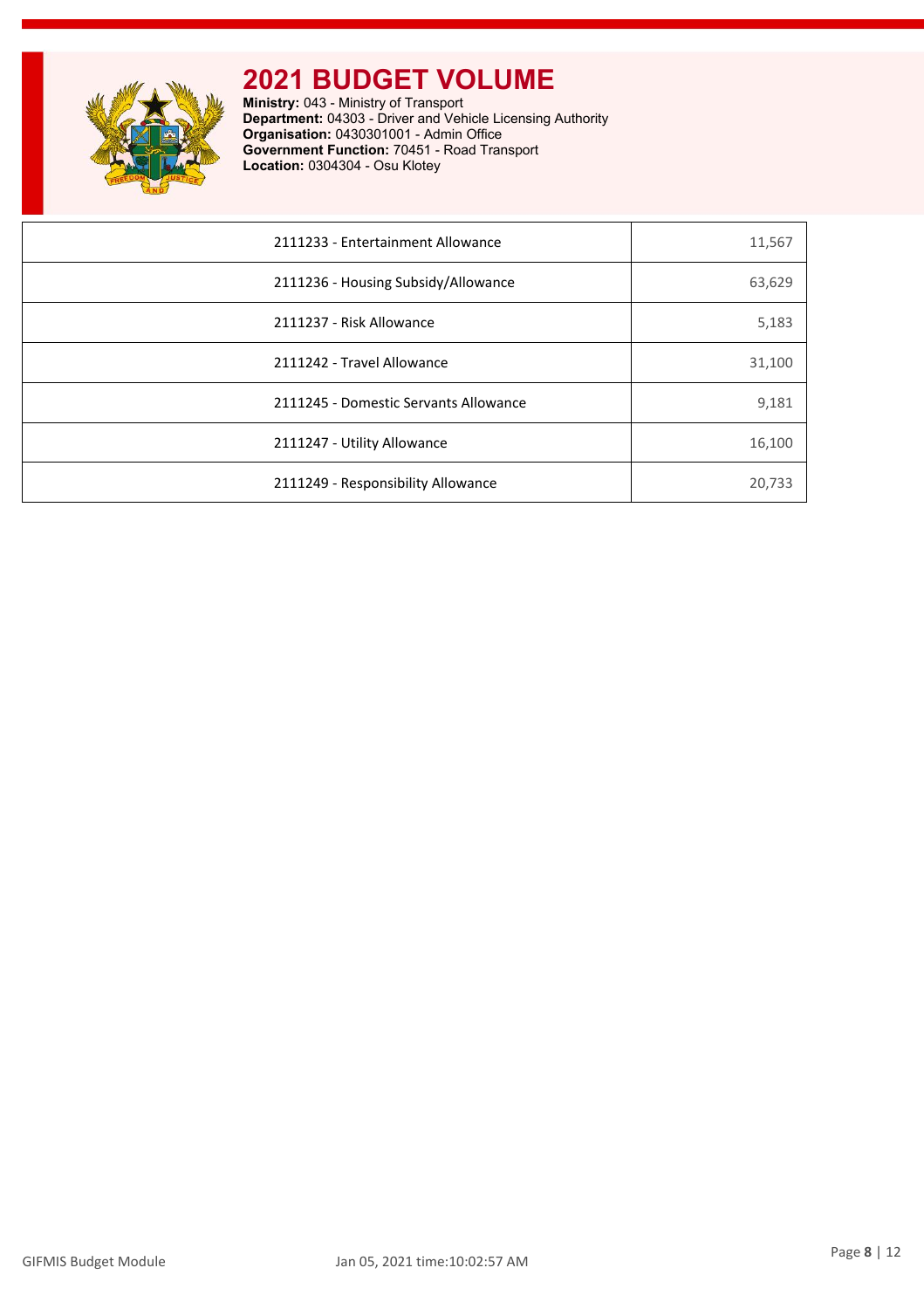# 2021 BUDGET VOLUME

**Ministry:** 043 - Ministry of Transport
**Department:** 04303 - Driver and Vehicle Licensing Authority
**Organisation:** 0430301001 - Admin Office
**Government Function:** 70451 - Road Transport
**Location:** 0304304 - Osu Klotey

| | |
|---|---|
| 2111233 - Entertainment Allowance | 11,567 |
| 2111236 - Housing Subsidy/Allowance | 63,629 |
| 2111237 - Risk Allowance | 5,183 |
| 2111242 - Travel Allowance | 31,100 |
| 2111245 - Domestic Servants Allowance | 9,181 |
| 2111247 - Utility Allowance | 16,100 |
| 2111249 - Responsibility Allowance | 20,733 |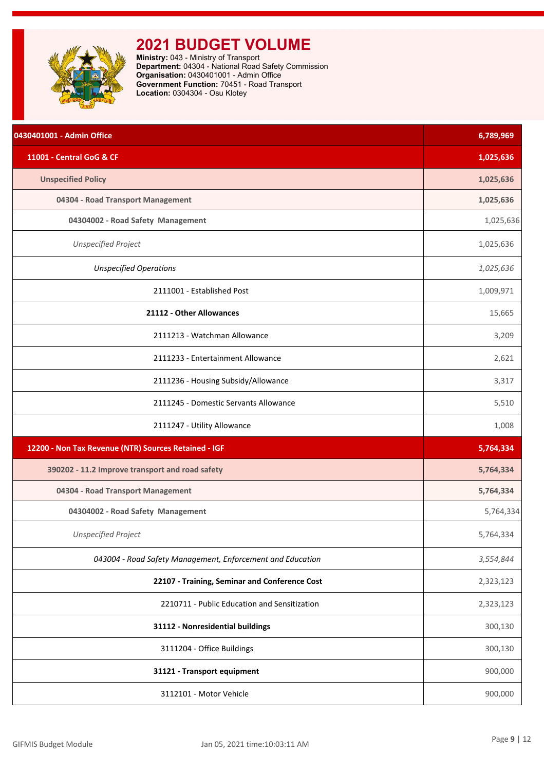# 2021 BUDGET VOLUME

**Ministry:** 043 - Ministry of Transport
**Department:** 04304 - National Road Safety Commission
**Organisation:** 0430401001 - Admin Office
**Government Function:** 70451 - Road Transport
**Location:** 0304304 - Osu Klotey

| 0430401001 - Admin Office | 6,789,969 |
|---|---|
| **11001 - Central GoG & CF** | **1,025,636** |
| **Unspecified Policy** | **1,025,636** |
| **04304 - Road Transport Management** | **1,025,636** |
| **04304002 - Road Safety Management** | 1,025,636 |
| *Unspecified Project* | 1,025,636 |
| *Unspecified Operations* | *1,025,636* |
| 2111001 - Established Post | 1,009,971 |
| **21112 - Other Allowances** | 15,665 |
| 2111213 - Watchman Allowance | 3,209 |
| 2111233 - Entertainment Allowance | 2,621 |
| 2111236 - Housing Subsidy/Allowance | 3,317 |
| 2111245 - Domestic Servants Allowance | 5,510 |
| 2111247 - Utility Allowance | 1,008 |
| **12200 - Non Tax Revenue (NTR) Sources Retained - IGF** | **5,764,334** |
| **390202 - 11.2 Improve transport and road safety** | **5,764,334** |
| **04304 - Road Transport Management** | **5,764,334** |
| **04304002 - Road Safety Management** | 5,764,334 |
| *Unspecified Project* | 5,764,334 |
| *043004 - Road Safety Management, Enforcement and Education* | *3,554,844* |
| **22107 - Training, Seminar and Conference Cost** | 2,323,123 |
| 2210711 - Public Education and Sensitization | 2,323,123 |
| **31112 - Nonresidential buildings** | 300,130 |
| 3111204 - Office Buildings | 300,130 |
| **31121 - Transport equipment** | 900,000 |
| 3112101 - Motor Vehicle | 900,000 |

GIFMIS Budget Module — Jan 05, 2021 time:10:03:11 AM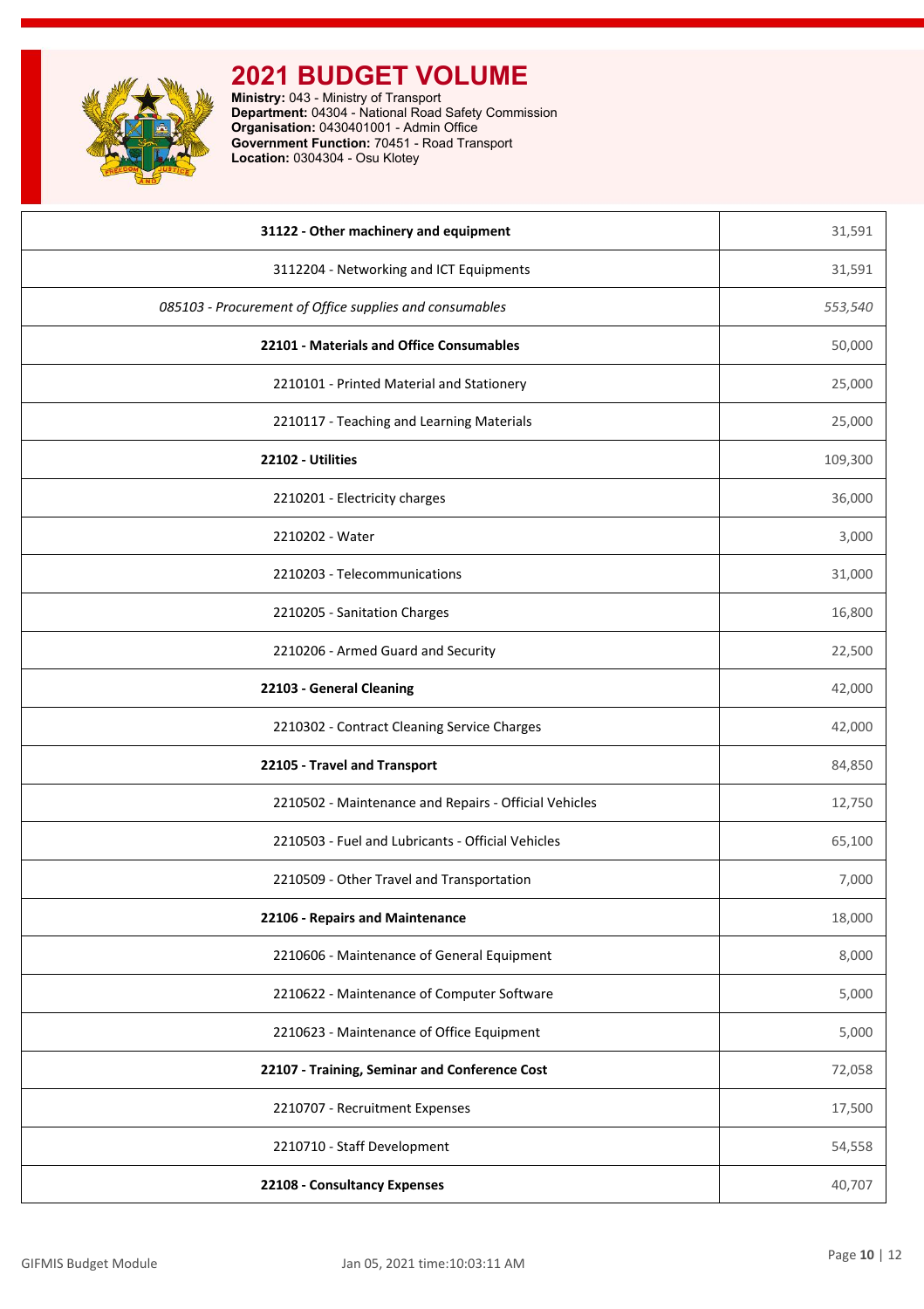# 2021 BUDGET VOLUME

**Ministry:** 043 - Ministry of Transport
**Department:** 04304 - National Road Safety Commission
**Organisation:** 0430401001 - Admin Office
**Government Function:** 70451 - Road Transport
**Location:** 0304304 - Osu Klotey

| | |
|---|---|
| **31122 - Other machinery and equipment** | 31,591 |
| 3112204 - Networking and ICT Equipments | 31,591 |
| *085103 - Procurement of Office supplies and consumables* | *553,540* |
| **22101 - Materials and Office Consumables** | 50,000 |
| 2210101 - Printed Material and Stationery | 25,000 |
| 2210117 - Teaching and Learning Materials | 25,000 |
| **22102 - Utilities** | 109,300 |
| 2210201 - Electricity charges | 36,000 |
| 2210202 - Water | 3,000 |
| 2210203 - Telecommunications | 31,000 |
| 2210205 - Sanitation Charges | 16,800 |
| 2210206 - Armed Guard and Security | 22,500 |
| **22103 - General Cleaning** | 42,000 |
| 2210302 - Contract Cleaning Service Charges | 42,000 |
| **22105 - Travel and Transport** | 84,850 |
| 2210502 - Maintenance and Repairs - Official Vehicles | 12,750 |
| 2210503 - Fuel and Lubricants - Official Vehicles | 65,100 |
| 2210509 - Other Travel and Transportation | 7,000 |
| **22106 - Repairs and Maintenance** | 18,000 |
| 2210606 - Maintenance of General Equipment | 8,000 |
| 2210622 - Maintenance of Computer Software | 5,000 |
| 2210623 - Maintenance of Office Equipment | 5,000 |
| **22107 - Training, Seminar and Conference Cost** | 72,058 |
| 2210707 - Recruitment Expenses | 17,500 |
| 2210710 - Staff Development | 54,558 |
| **22108 - Consultancy Expenses** | 40,707 |

GIFMIS Budget Module | Jan 05, 2021 time:10:03:11 AM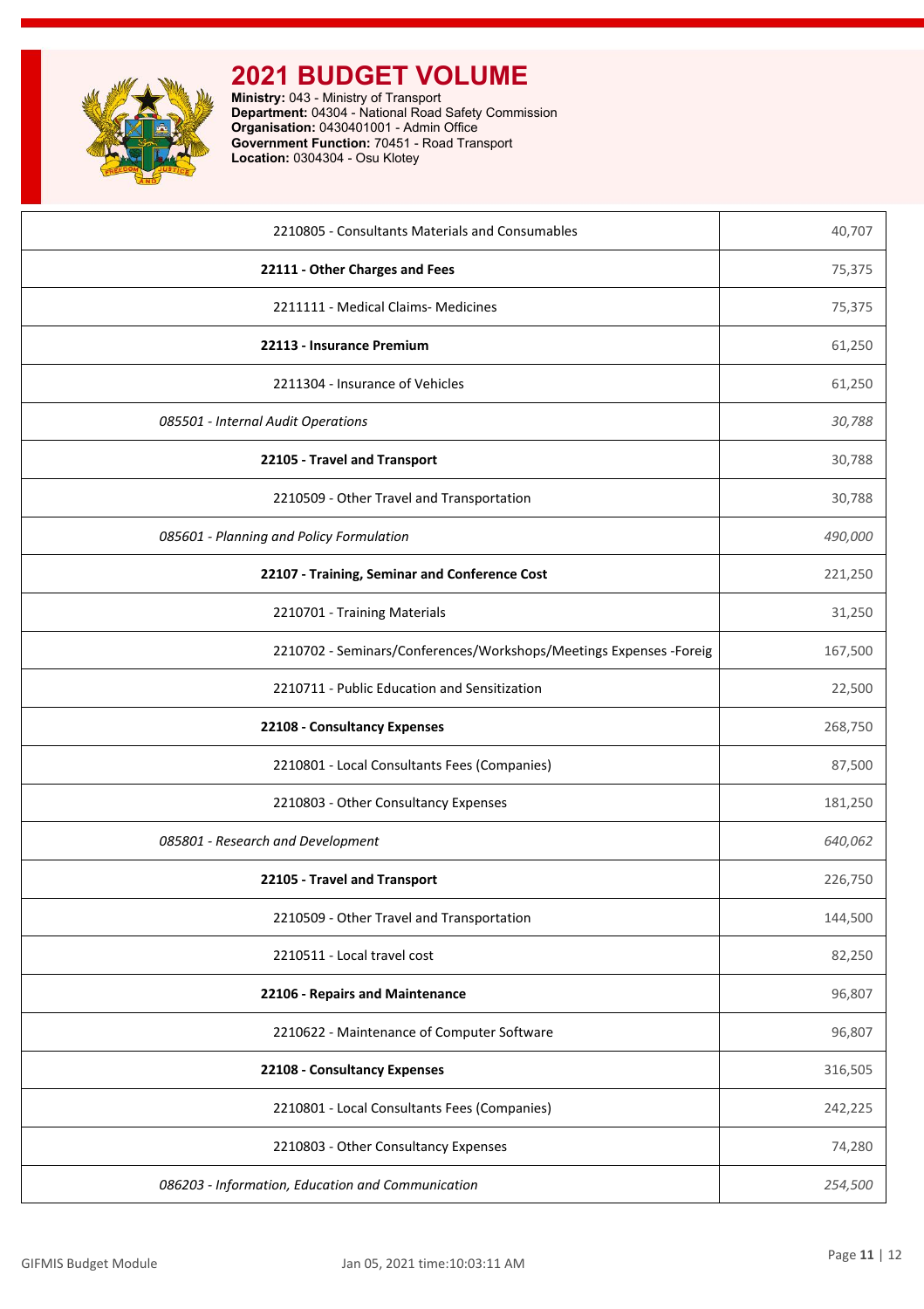# 2021 BUDGET VOLUME

**Ministry:** 043 - Ministry of Transport
**Department:** 04304 - National Road Safety Commission
**Organisation:** 0430401001 - Admin Office
**Government Function:** 70451 - Road Transport
**Location:** 0304304 - Osu Klotey

| | |
|---|---|
| 2210805 - Consultants Materials and Consumables | 40,707 |
| **22111 - Other Charges and Fees** | 75,375 |
| 2211111 - Medical Claims- Medicines | 75,375 |
| **22113 - Insurance Premium** | 61,250 |
| 2211304 - Insurance of Vehicles | 61,250 |
| *085501 - Internal Audit Operations* | *30,788* |
| **22105 - Travel and Transport** | 30,788 |
| 2210509 - Other Travel and Transportation | 30,788 |
| *085601 - Planning and Policy Formulation* | *490,000* |
| **22107 - Training, Seminar and Conference Cost** | 221,250 |
| 2210701 - Training Materials | 31,250 |
| 2210702 - Seminars/Conferences/Workshops/Meetings Expenses -Foreig | 167,500 |
| 2210711 - Public Education and Sensitization | 22,500 |
| **22108 - Consultancy Expenses** | 268,750 |
| 2210801 - Local Consultants Fees (Companies) | 87,500 |
| 2210803 - Other Consultancy Expenses | 181,250 |
| *085801 - Research and Development* | *640,062* |
| **22105 - Travel and Transport** | 226,750 |
| 2210509 - Other Travel and Transportation | 144,500 |
| 2210511 - Local travel cost | 82,250 |
| **22106 - Repairs and Maintenance** | 96,807 |
| 2210622 - Maintenance of Computer Software | 96,807 |
| **22108 - Consultancy Expenses** | 316,505 |
| 2210801 - Local Consultants Fees (Companies) | 242,225 |
| 2210803 - Other Consultancy Expenses | 74,280 |
| *086203 - Information, Education and Communication* | *254,500* |

GIFMIS Budget Module Jan 05, 2021 time:10:03:11 AM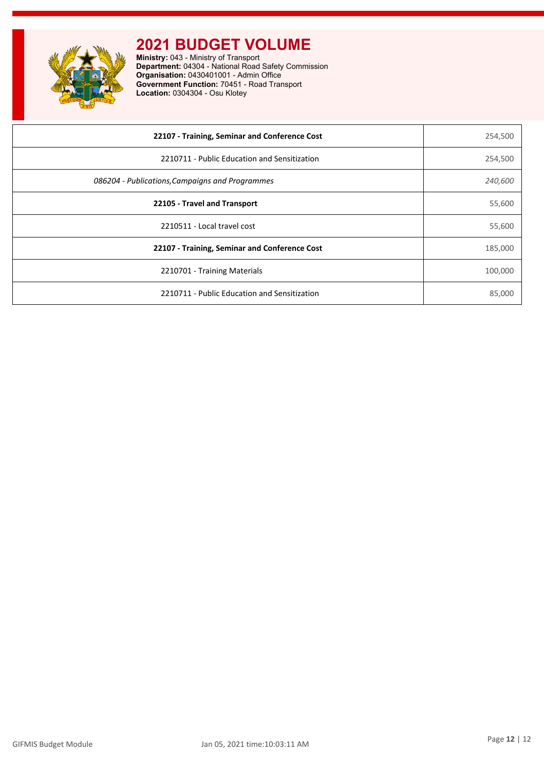# 2021 BUDGET VOLUME

**Ministry:** 043 - Ministry of Transport
**Department:** 04304 - National Road Safety Commission
**Organisation:** 0430401001 - Admin Office
**Government Function:** 70451 - Road Transport
**Location:** 0304304 - Osu Klotey

| | |
|---|---|
| **22107 - Training, Seminar and Conference Cost** | 254,500 |
| 2210711 - Public Education and Sensitization | 254,500 |
| *086204 - Publications,Campaigns and Programmes* | *240,600* |
| **22105 - Travel and Transport** | 55,600 |
| 2210511 - Local travel cost | 55,600 |
| **22107 - Training, Seminar and Conference Cost** | 185,000 |
| 2210701 - Training Materials | 100,000 |
| 2210711 - Public Education and Sensitization | 85,000 |

GIFMIS Budget Module Jan 05, 2021 time:10:03:11 AM